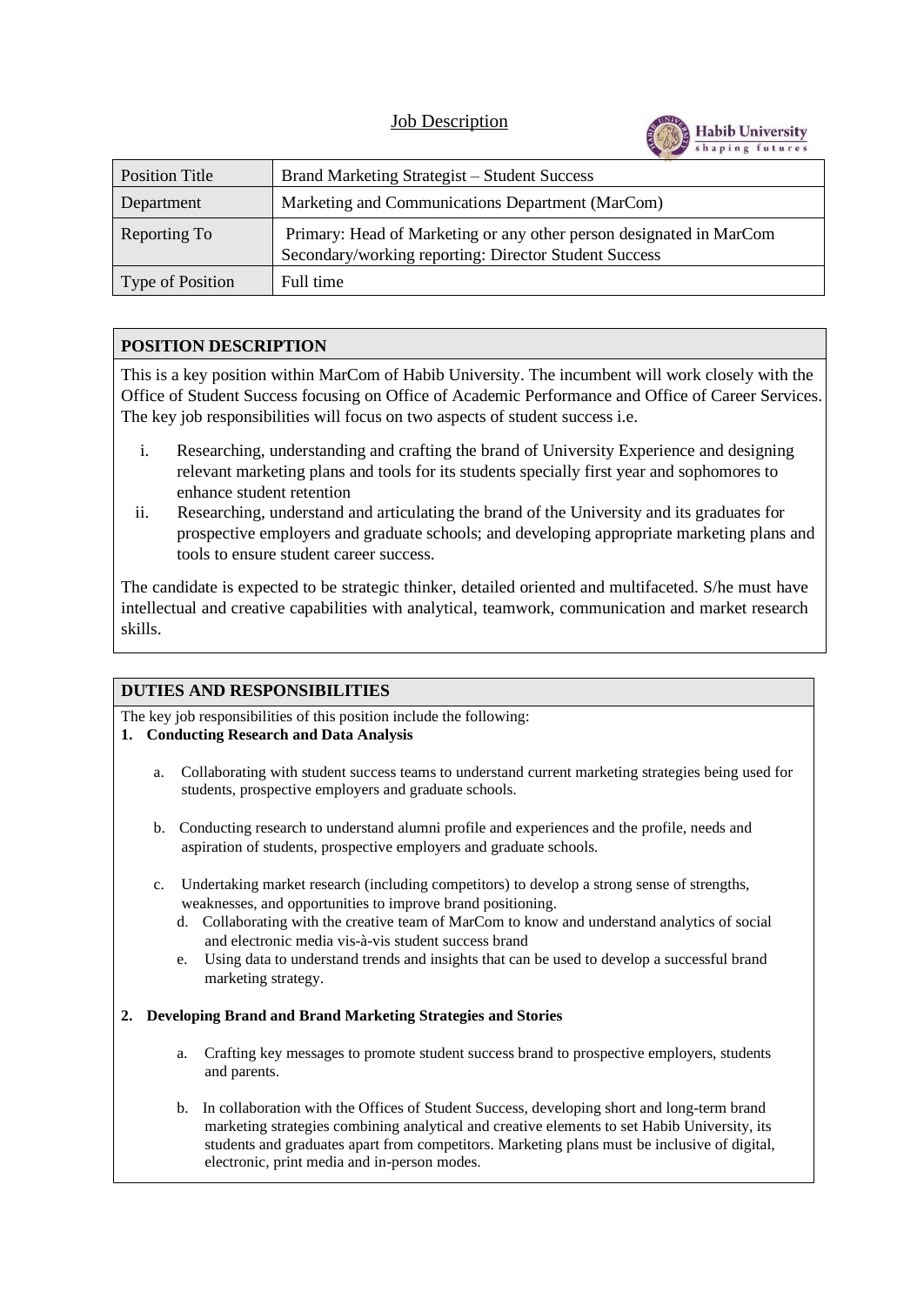# Job Description

| Position Title | Brand Marketing Strategist – Student Success |
| --- | --- |
| Department | Marketing and Communications Department (MarCom) |
| Reporting To | Primary: Head of Marketing or any other person designated in MarCom<br>Secondary/working reporting: Director Student Success |
| Type of Position | Full time |

## POSITION DESCRIPTION

This is a key position within MarCom of Habib University. The incumbent will work closely with the Office of Student Success focusing on Office of Academic Performance and Office of Career Services. The key job responsibilities will focus on two aspects of student success i.e.

i. Researching, understanding and crafting the brand of University Experience and designing relevant marketing plans and tools for its students specially first year and sophomores to enhance student retention

ii. Researching, understand and articulating the brand of the University and its graduates for prospective employers and graduate schools; and developing appropriate marketing plans and tools to ensure student career success.

The candidate is expected to be strategic thinker, detailed oriented and multifaceted. S/he must have intellectual and creative capabilities with analytical, teamwork, communication and market research skills.

## DUTIES AND RESPONSIBILITIES

The key job responsibilities of this position include the following:

**1. Conducting Research and Data Analysis**

a. Collaborating with student success teams to understand current marketing strategies being used for students, prospective employers and graduate schools.

b. Conducting research to understand alumni profile and experiences and the profile, needs and aspiration of students, prospective employers and graduate schools.

c. Undertaking market research (including competitors) to develop a strong sense of strengths, weaknesses, and opportunities to improve brand positioning.

d. Collaborating with the creative team of MarCom to know and understand analytics of social and electronic media vis-à-vis student success brand

e. Using data to understand trends and insights that can be used to develop a successful brand marketing strategy.

**2. Developing Brand and Brand Marketing Strategies and Stories**

a. Crafting key messages to promote student success brand to prospective employers, students and parents.

b. In collaboration with the Offices of Student Success, developing short and long-term brand marketing strategies combining analytical and creative elements to set Habib University, its students and graduates apart from competitors. Marketing plans must be inclusive of digital, electronic, print media and in-person modes.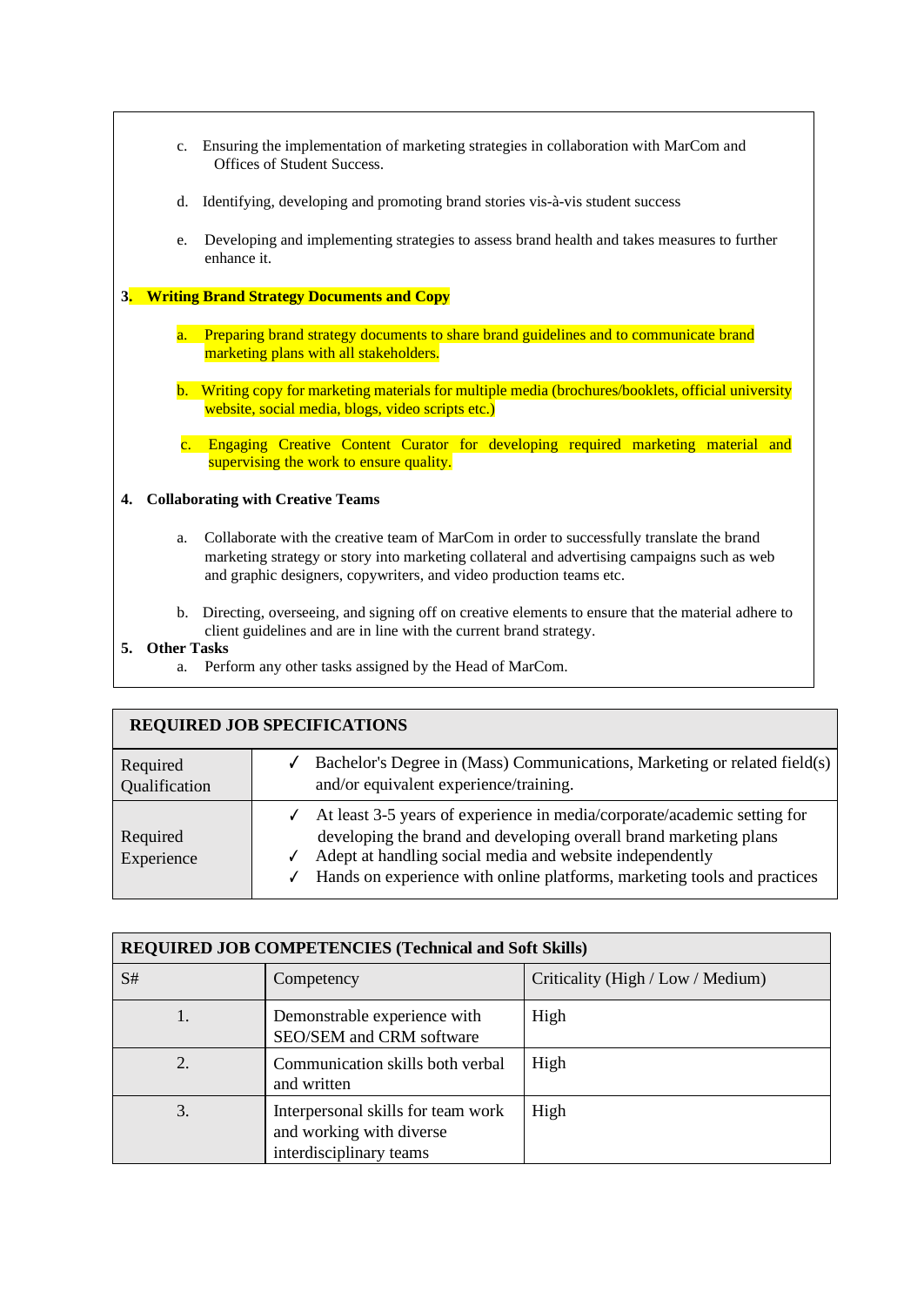c. Ensuring the implementation of marketing strategies in collaboration with MarCom and Offices of Student Success.

d. Identifying, developing and promoting brand stories vis-à-vis student success

e. Developing and implementing strategies to assess brand health and takes measures to further enhance it.

**3. Writing Brand Strategy Documents and Copy**

a. Preparing brand strategy documents to share brand guidelines and to communicate brand marketing plans with all stakeholders.

b. Writing copy for marketing materials for multiple media (brochures/booklets, official university website, social media, blogs, video scripts etc.)

c. Engaging Creative Content Curator for developing required marketing material and supervising the work to ensure quality.

**4. Collaborating with Creative Teams**

a. Collaborate with the creative team of MarCom in order to successfully translate the brand marketing strategy or story into marketing collateral and advertising campaigns such as web and graphic designers, copywriters, and video production teams etc.

b. Directing, overseeing, and signing off on creative elements to ensure that the material adhere to client guidelines and are in line with the current brand strategy.

**5. Other Tasks**

a. Perform any other tasks assigned by the Head of MarCom.

| **REQUIRED JOB SPECIFICATIONS** | |
|---|---|
| Required Qualification | ✓ Bachelor's Degree in (Mass) Communications, Marketing or related field(s) and/or equivalent experience/training. |
| Required Experience | ✓ At least 3-5 years of experience in media/corporate/academic setting for developing the brand and developing overall brand marketing plans<br>✓ Adept at handling social media and website independently<br>✓ Hands on experience with online platforms, marketing tools and practices |

| **REQUIRED JOB COMPETENCIES (Technical and Soft Skills)** | | |
|---|---|---|
| S# | Competency | Criticality (High / Low / Medium) |
| 1. | Demonstrable experience with SEO/SEM and CRM software | High |
| 2. | Communication skills both verbal and written | High |
| 3. | Interpersonal skills for team work and working with diverse interdisciplinary teams | High |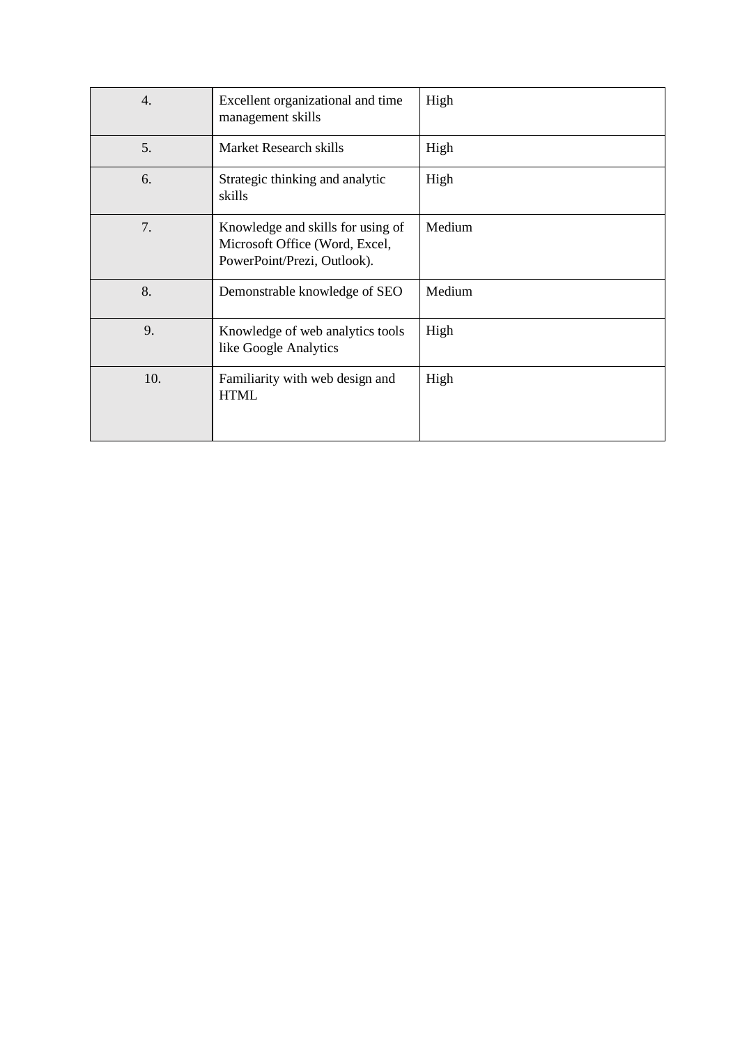| | | |
|---|---|---|
| 4. | Excellent organizational and time management skills | High |
| 5. | Market Research skills | High |
| 6. | Strategic thinking and analytic skills | High |
| 7. | Knowledge and skills for using of Microsoft Office (Word, Excel, PowerPoint/Prezi, Outlook). | Medium |
| 8. | Demonstrable knowledge of SEO | Medium |
| 9. | Knowledge of web analytics tools like Google Analytics | High |
| 10. | Familiarity with web design and HTML | High |